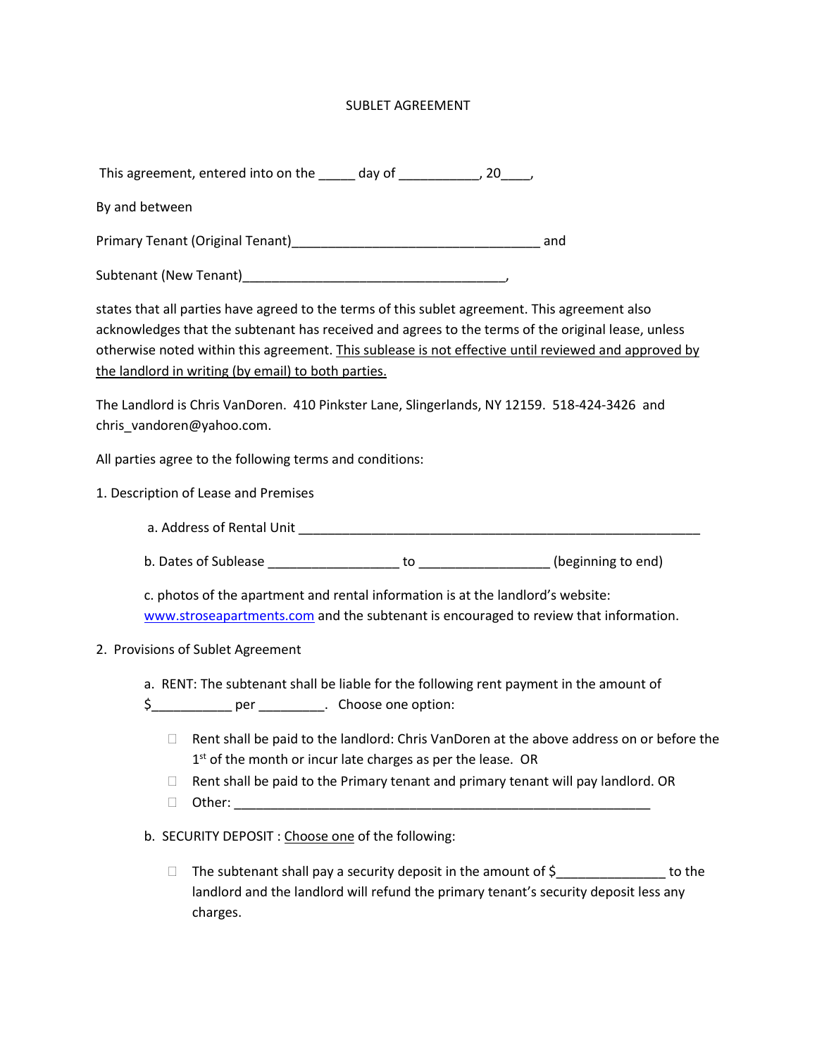# SUBLET AGREEMENT

This agreement, entered into on the _____ day of ___________, 20____,

By and between

Primary Tenant (Original Tenant)___________________________________ and

Subtenant (New Tenant)_____________________________________,

states that all parties have agreed to the terms of this sublet agreement. This agreement also acknowledges that the subtenant has received and agrees to the terms of the original lease, unless otherwise noted within this agreement. <u>This sublease is not effective until reviewed and approved by the landlord in writing (by email) to both parties.</u>

The Landlord is Chris VanDoren. 410 Pinkster Lane, Slingerlands, NY 12159. 518-424-3426 and chris_vandoren@yahoo.com.

All parties agree to the following terms and conditions:

1. Description of Lease and Premises

   a. Address of Rental Unit ___________________________________________________________

   b. Dates of Sublease __________________ to __________________ (beginning to end)

   c. photos of the apartment and rental information is at the landlord's website: [www.stroseapartments.com](http://www.stroseapartments.com) and the subtenant is encouraged to review that information.

2. Provisions of Sublet Agreement

   a. RENT: The subtenant shall be liable for the following rent payment in the amount of $___________ per _________. Choose one option:

      - ☐ Rent shall be paid to the landlord: Chris VanDoren at the above address on or before the 1st of the month or incur late charges as per the lease. OR
      - ☐ Rent shall be paid to the Primary tenant and primary tenant will pay landlord. OR
      - ☐ Other: _______________________________________________________

   b. SECURITY DEPOSIT : <u>Choose one</u> of the following:

      - ☐ The subtenant shall pay a security deposit in the amount of $_______________ to the landlord and the landlord will refund the primary tenant's security deposit less any charges.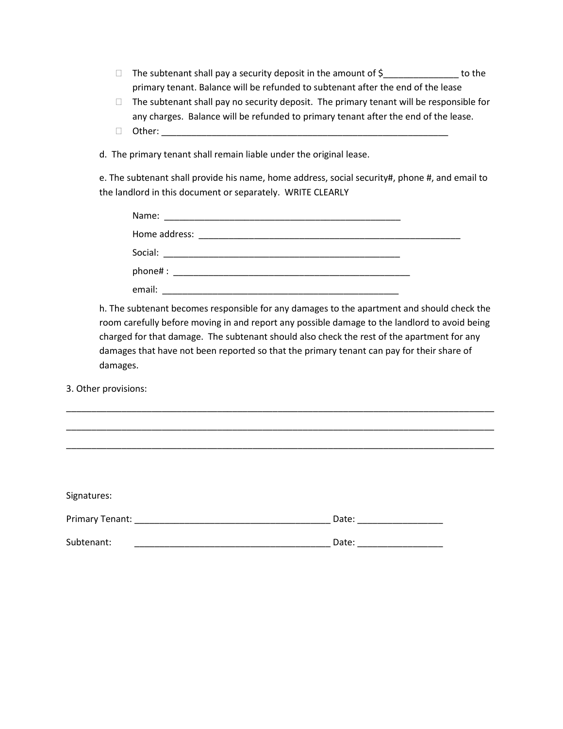- ☐ The subtenant shall pay a security deposit in the amount of $_______________ to the primary tenant. Balance will be refunded to subtenant after the end of the lease
- ☐ The subtenant shall pay no security deposit. The primary tenant will be responsible for any charges. Balance will be refunded to primary tenant after the end of the lease.
- ☐ Other: ____________________________________________________________

d. The primary tenant shall remain liable under the original lease.

e. The subtenant shall provide his name, home address, social security#, phone #, and email to the landlord in this document or separately. WRITE CLEARLY

Name: __________________________________________________

Home address: _______________________________________________________

Social: __________________________________________________

phone# : __________________________________________________

email: __________________________________________________

h. The subtenant becomes responsible for any damages to the apartment and should check the room carefully before moving in and report any possible damage to the landlord to avoid being charged for that damage. The subtenant should also check the rest of the apartment for any damages that have not been reported so that the primary tenant can pay for their share of damages.

3. Other provisions:

__________________________________________________________________________________________

__________________________________________________________________________________________

__________________________________________________________________________________________

Signatures:

Primary Tenant: ________________________________________ Date: _________________

Subtenant: ________________________________________ Date: _________________